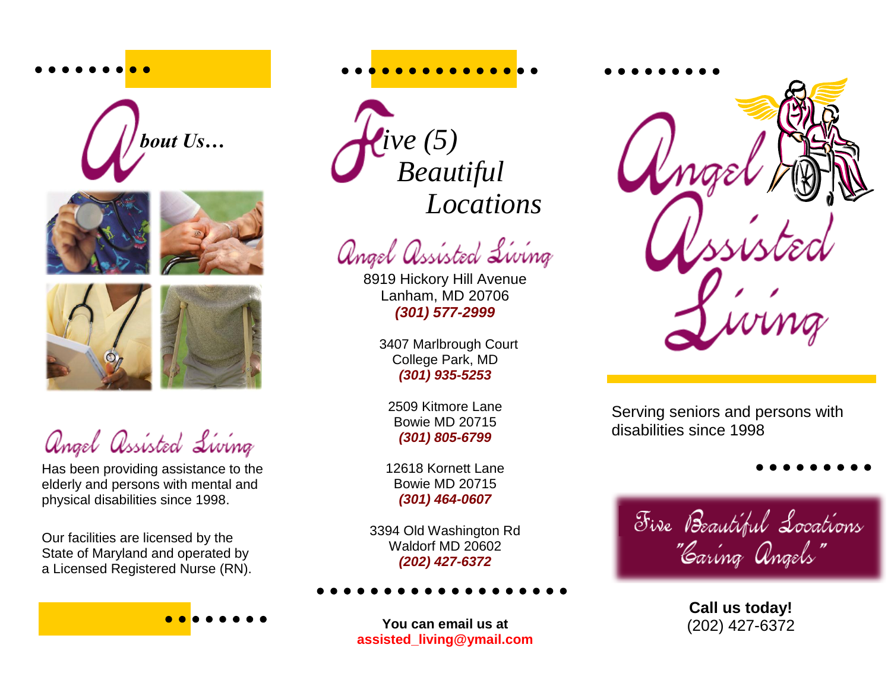## About Us…

**Angel Assisted Living**

Has been providing assistance to the elderly and persons with mental and physical disabilities since 1998.

Our facilities are licensed by the State of Maryland and operated by a Licensed Registered Nurse (RN).

## *Five (5) Beautiful Locations*

**Angel Assisted Living**

8919 Hickory Hill Avenue
Lanham, MD 20706
***(301) 577-2999***

3407 Marlbrough Court
College Park, MD
***(301) 935-5253***

2509 Kitmore Lane
Bowie MD 20715
***(301) 805-6799***

12618 Kornett Lane
Bowie MD 20715
***(301) 464-0607***

3394 Old Washington Rd
Waldorf MD 20602
***(202) 427-6372***

**You can email us at**
**assisted_living@ymail.com**

# Angel Assisted Living

Serving seniors and persons with disabilities since 1998

Five Beautiful Locations
"Caring Angels"

**Call us today!**
(202) 427-6372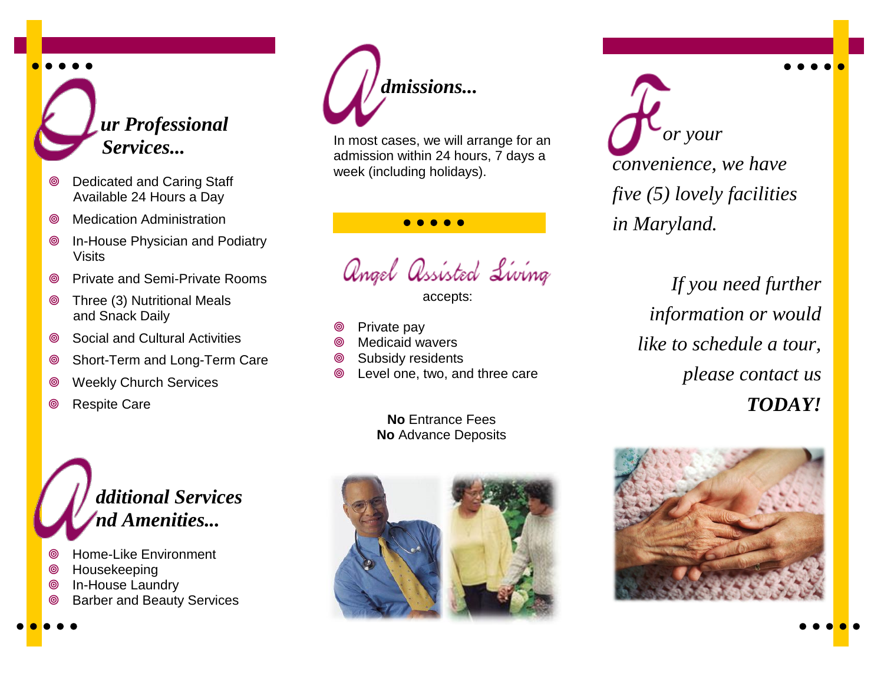## Our Professional Services...

- Dedicated and Caring Staff Available 24 Hours a Day
- Medication Administration
- In-House Physician and Podiatry Visits
- Private and Semi-Private Rooms
- Three (3) Nutritional Meals and Snack Daily
- Social and Cultural Activities
- Short-Term and Long-Term Care
- Weekly Church Services
- Respite Care

## Additional Services and Amenities...

- Home-Like Environment
- Housekeeping
- In-House Laundry
- Barber and Beauty Services

## Admissions...

In most cases, we will arrange for an admission within 24 hours, 7 days a week (including holidays).

Angel Assisted Living accepts:

- Private pay
- Medicaid wavers
- Subsidy residents
- Level one, two, and three care

**No** Entrance Fees
**No** Advance Deposits

*For your convenience, we have five (5) lovely facilities in Maryland.*

*If you need further information or would like to schedule a tour, please contact us* ***TODAY!***